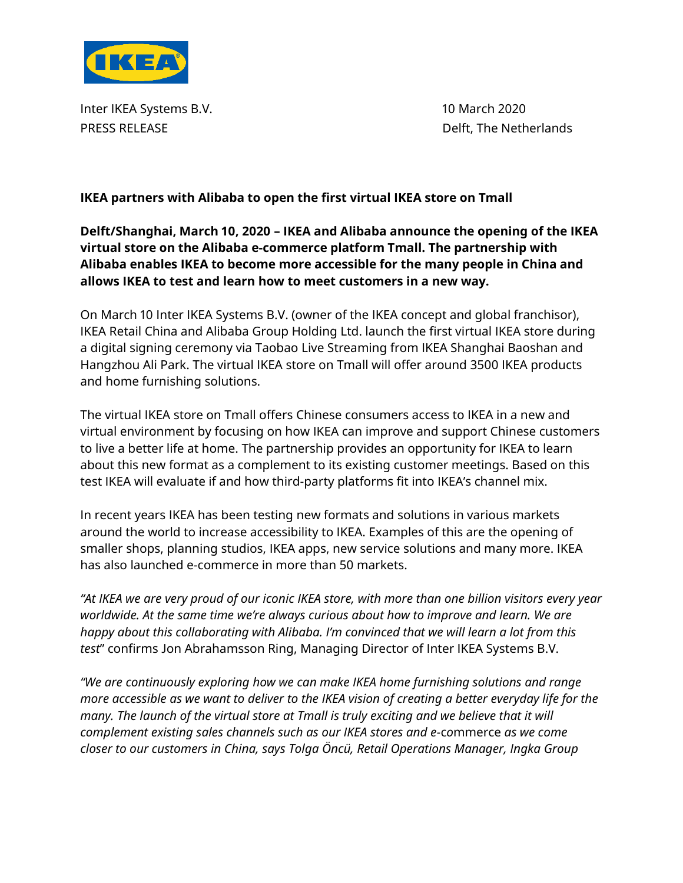Inter IKEA Systems B.V.
PRESS RELEASE

10 March 2020
Delft, The Netherlands

**IKEA partners with Alibaba to open the first virtual IKEA store on Tmall**

**Delft/Shanghai, March 10, 2020 – IKEA and Alibaba announce the opening of the IKEA virtual store on the Alibaba e-commerce platform Tmall. The partnership with Alibaba enables IKEA to become more accessible for the many people in China and allows IKEA to test and learn how to meet customers in a new way.**

On March 10 Inter IKEA Systems B.V. (owner of the IKEA concept and global franchisor), IKEA Retail China and Alibaba Group Holding Ltd. launch the first virtual IKEA store during a digital signing ceremony via Taobao Live Streaming from IKEA Shanghai Baoshan and Hangzhou Ali Park. The virtual IKEA store on Tmall will offer around 3500 IKEA products and home furnishing solutions.

The virtual IKEA store on Tmall offers Chinese consumers access to IKEA in a new and virtual environment by focusing on how IKEA can improve and support Chinese customers to live a better life at home. The partnership provides an opportunity for IKEA to learn about this new format as a complement to its existing customer meetings. Based on this test IKEA will evaluate if and how third-party platforms fit into IKEA's channel mix.

In recent years IKEA has been testing new formats and solutions in various markets around the world to increase accessibility to IKEA. Examples of this are the opening of smaller shops, planning studios, IKEA apps, new service solutions and many more. IKEA has also launched e-commerce in more than 50 markets.

*"At IKEA we are very proud of our iconic IKEA store, with more than one billion visitors every year worldwide. At the same time we're always curious about how to improve and learn. We are happy about this collaborating with Alibaba. I'm convinced that we will learn a lot from this test*" confirms Jon Abrahamsson Ring, Managing Director of Inter IKEA Systems B.V.

*"We are continuously exploring how we can make IKEA home furnishing solutions and range more accessible as we want to deliver to the IKEA vision of creating a better everyday life for the many. The launch of the virtual store at Tmall is truly exciting and we believe that it will complement existing sales channels such as our IKEA stores and* e-commerce *as we come closer to our customers in China, says Tolga Öncü, Retail Operations Manager, Ingka Group*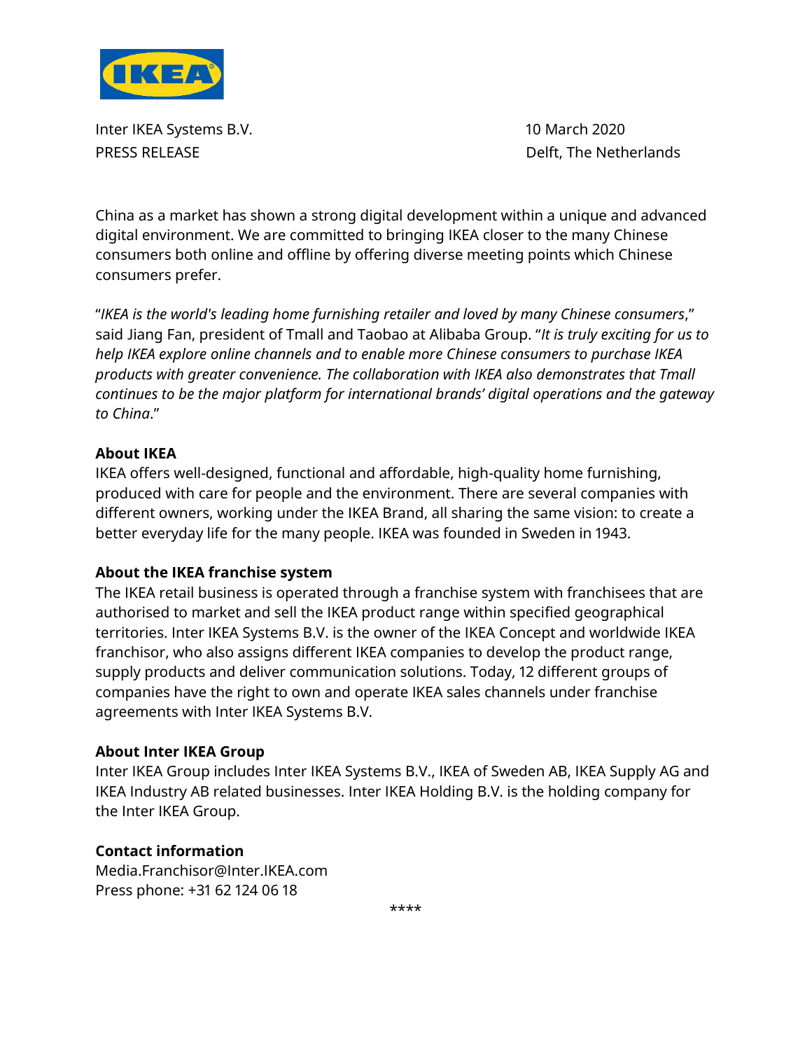Inter IKEA Systems B.V.
PRESS RELEASE

10 March 2020
Delft, The Netherlands

China as a market has shown a strong digital development within a unique and advanced digital environment. We are committed to bringing IKEA closer to the many Chinese consumers both online and offline by offering diverse meeting points which Chinese consumers prefer.

"*IKEA is the world's leading home furnishing retailer and loved by many Chinese consumers*," said Jiang Fan, president of Tmall and Taobao at Alibaba Group. "*It is truly exciting for us to help IKEA explore online channels and to enable more Chinese consumers to purchase IKEA products with greater convenience. The collaboration with IKEA also demonstrates that Tmall continues to be the major platform for international brands' digital operations and the gateway to China*."

**About IKEA**

IKEA offers well-designed, functional and affordable, high-quality home furnishing, produced with care for people and the environment. There are several companies with different owners, working under the IKEA Brand, all sharing the same vision: to create a better everyday life for the many people. IKEA was founded in Sweden in 1943.

**About the IKEA franchise system**

The IKEA retail business is operated through a franchise system with franchisees that are authorised to market and sell the IKEA product range within specified geographical territories. Inter IKEA Systems B.V. is the owner of the IKEA Concept and worldwide IKEA franchisor, who also assigns different IKEA companies to develop the product range, supply products and deliver communication solutions. Today, 12 different groups of companies have the right to own and operate IKEA sales channels under franchise agreements with Inter IKEA Systems B.V.

**About Inter IKEA Group**

Inter IKEA Group includes Inter IKEA Systems B.V., IKEA of Sweden AB, IKEA Supply AG and IKEA Industry AB related businesses. Inter IKEA Holding B.V. is the holding company for the Inter IKEA Group.

**Contact information**

Media.Franchisor@Inter.IKEA.com
Press phone: +31 62 124 06 18

****